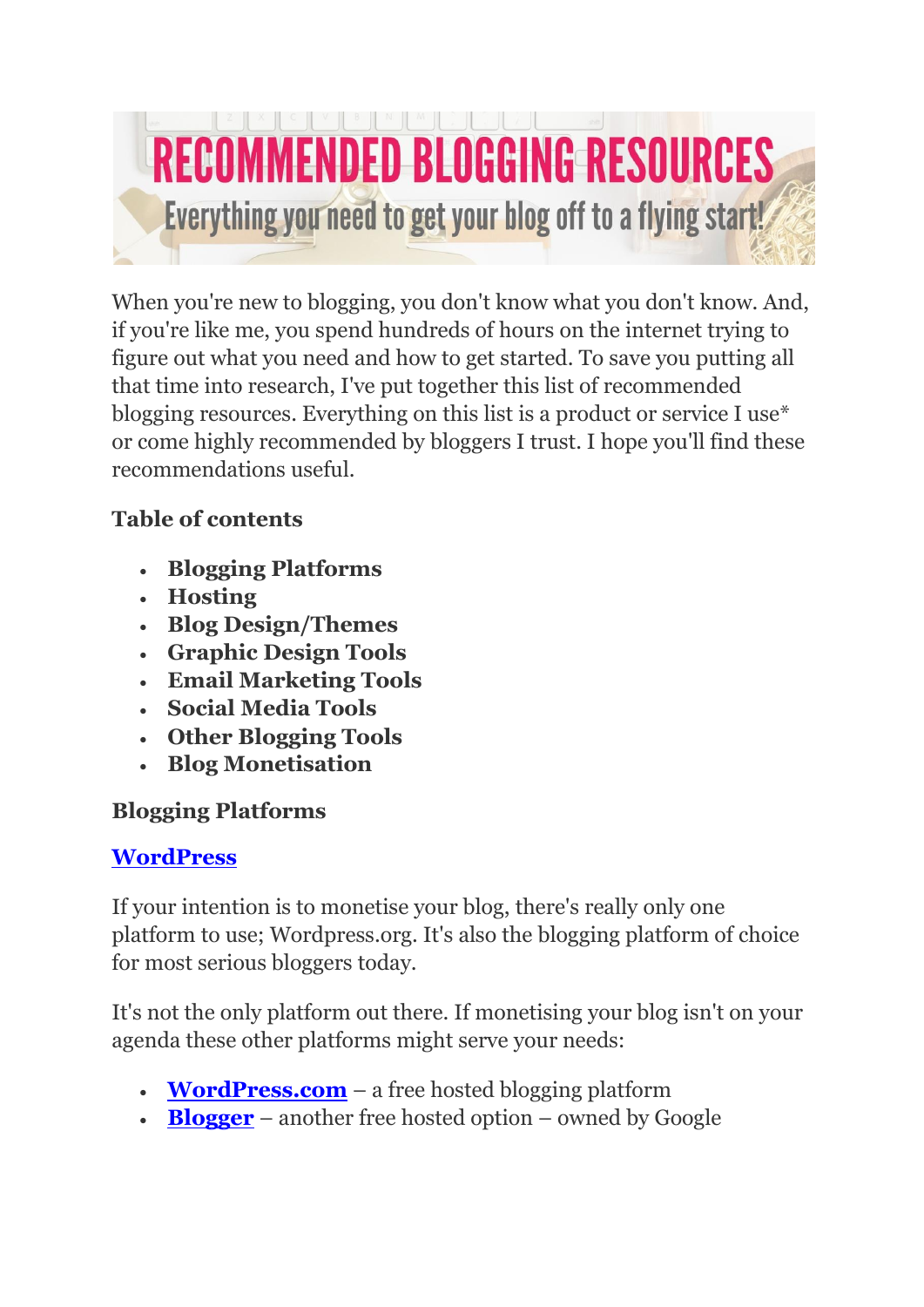# RECOMMENDED BLOGGING RESOURCES

## Everything you need to get your blog off to a flying start!

When you're new to blogging, you don't know what you don't know. And, if you're like me, you spend hundreds of hours on the internet trying to figure out what you need and how to get started. To save you putting all that time into research, I've put together this list of recommended blogging resources. Everything on this list is a product or service I use* or come highly recommended by bloggers I trust. I hope you'll find these recommendations useful.

**Table of contents**

- **Blogging Platforms**
- **Hosting**
- **Blog Design/Themes**
- **Graphic Design Tools**
- **Email Marketing Tools**
- **Social Media Tools**
- **Other Blogging Tools**
- **Blog Monetisation**

### Blogging Platforms

#### WordPress

If your intention is to monetise your blog, there's really only one platform to use; Wordpress.org. It's also the blogging platform of choice for most serious bloggers today.

It's not the only platform out there. If monetising your blog isn't on your agenda these other platforms might serve your needs:

- **WordPress.com** – a free hosted blogging platform
- **Blogger** – another free hosted option – owned by Google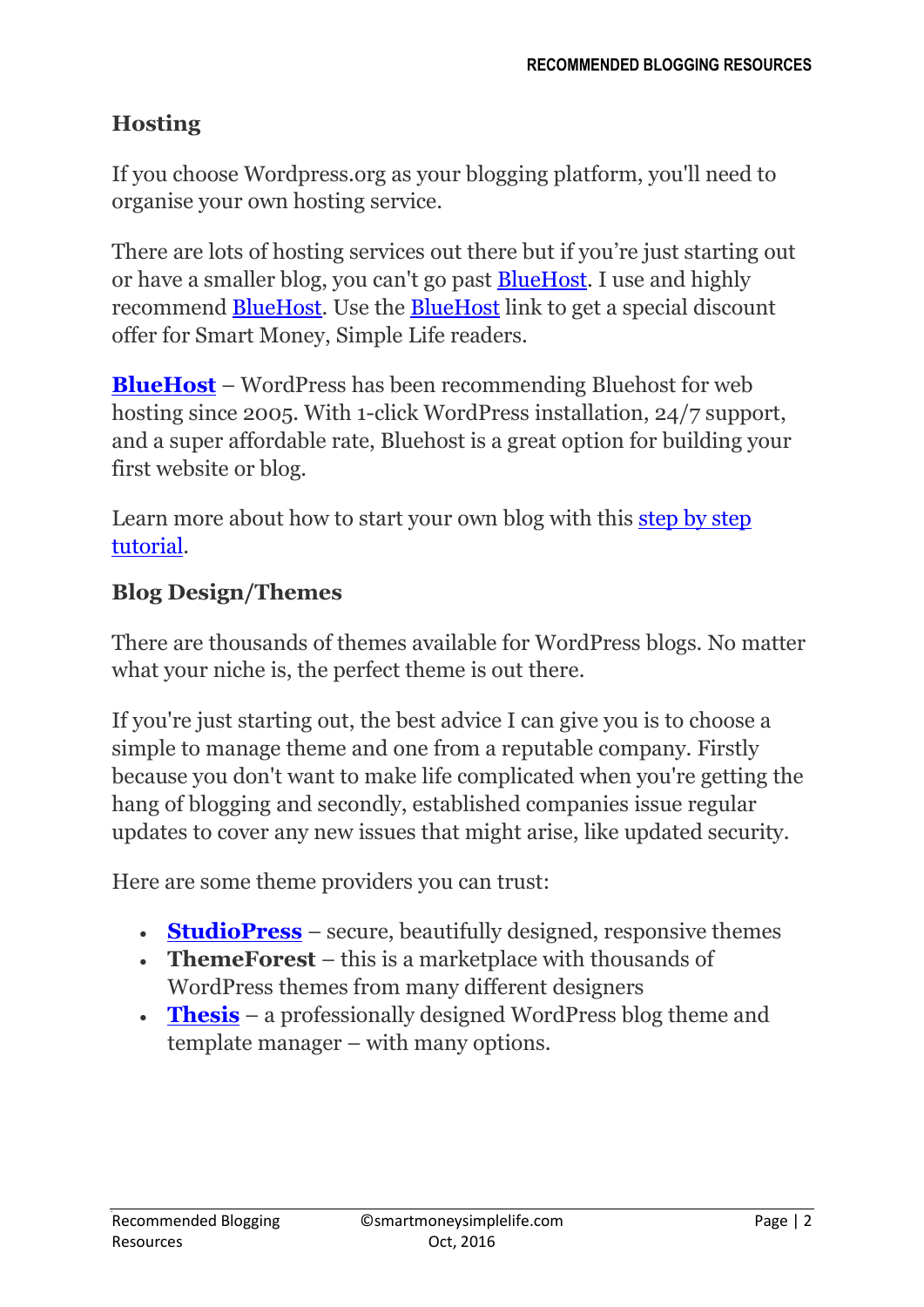## Hosting

If you choose Wordpress.org as your blogging platform, you'll need to organise your own hosting service.

There are lots of hosting services out there but if you're just starting out or have a smaller blog, you can't go past BlueHost. I use and highly recommend BlueHost. Use the BlueHost link to get a special discount offer for Smart Money, Simple Life readers.

**BlueHost** – WordPress has been recommending Bluehost for web hosting since 2005. With 1-click WordPress installation, 24/7 support, and a super affordable rate, Bluehost is a great option for building your first website or blog.

Learn more about how to start your own blog with this step by step tutorial.

## Blog Design/Themes

There are thousands of themes available for WordPress blogs. No matter what your niche is, the perfect theme is out there.

If you're just starting out, the best advice I can give you is to choose a simple to manage theme and one from a reputable company. Firstly because you don't want to make life complicated when you're getting the hang of blogging and secondly, established companies issue regular updates to cover any new issues that might arise, like updated security.

Here are some theme providers you can trust:

- **StudioPress** – secure, beautifully designed, responsive themes
- **ThemeForest** – this is a marketplace with thousands of WordPress themes from many different designers
- **Thesis** – a professionally designed WordPress blog theme and template manager – with many options.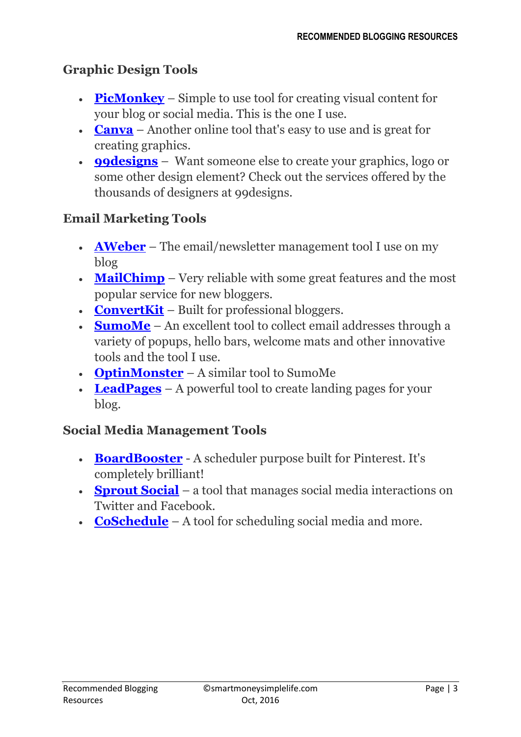## Graphic Design Tools

- **PicMonkey** – Simple to use tool for creating visual content for your blog or social media. This is the one I use.
- **Canva** – Another online tool that's easy to use and is great for creating graphics.
- **99designs** – Want someone else to create your graphics, logo or some other design element? Check out the services offered by the thousands of designers at 99designs.

## Email Marketing Tools

- **AWeber** – The email/newsletter management tool I use on my blog
- **MailChimp** – Very reliable with some great features and the most popular service for new bloggers.
- **ConvertKit** – Built for professional bloggers.
- **SumoMe** – An excellent tool to collect email addresses through a variety of popups, hello bars, welcome mats and other innovative tools and the tool I use.
- **OptinMonster** – A similar tool to SumoMe
- **LeadPages** – A powerful tool to create landing pages for your blog.

## Social Media Management Tools

- **BoardBooster** - A scheduler purpose built for Pinterest. It's completely brilliant!
- **Sprout Social** – a tool that manages social media interactions on Twitter and Facebook.
- **CoSchedule** – A tool for scheduling social media and more.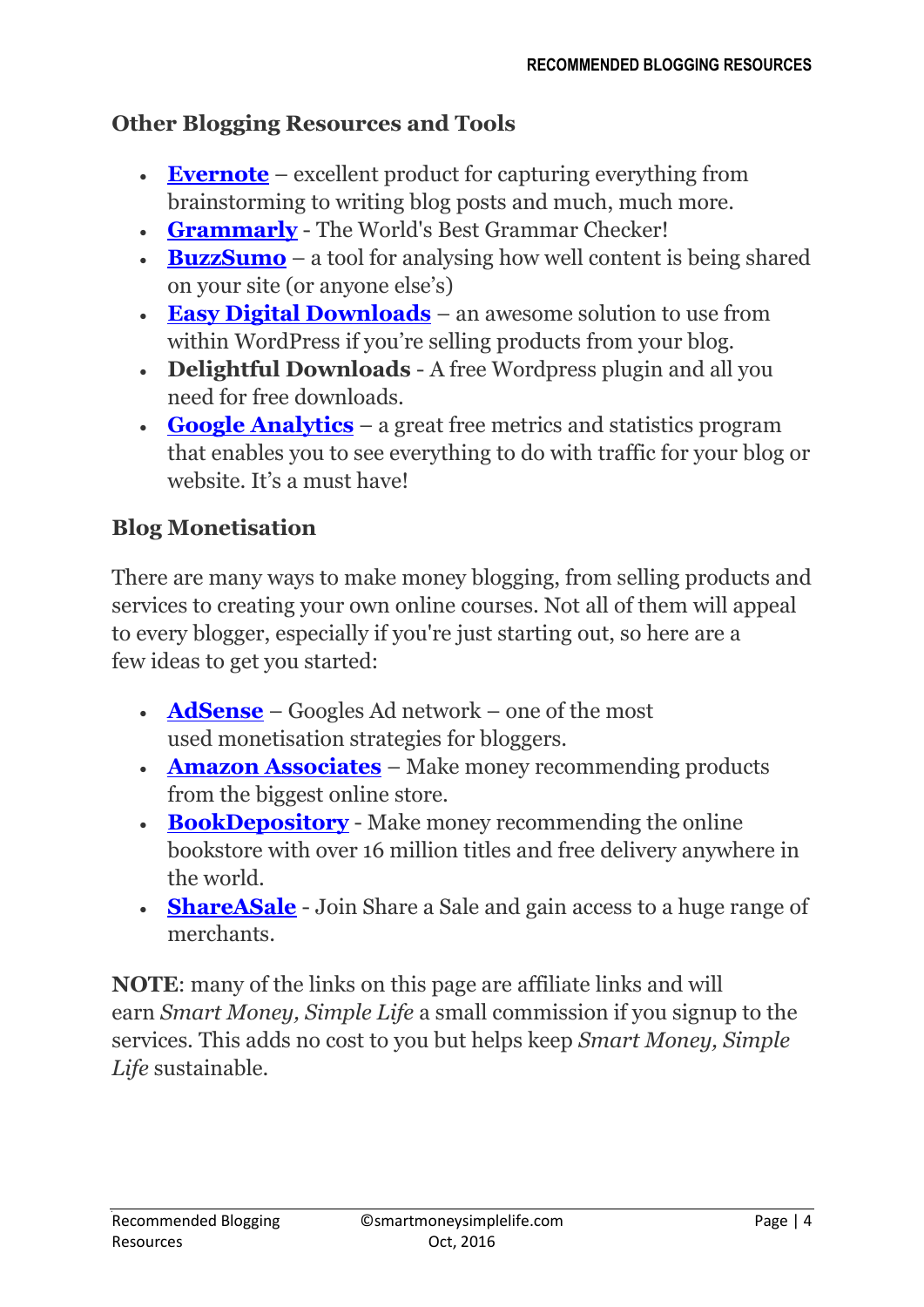## Other Blogging Resources and Tools

- **Evernote** – excellent product for capturing everything from brainstorming to writing blog posts and much, much more.
- **Grammarly** - The World's Best Grammar Checker!
- **BuzzSumo** – a tool for analysing how well content is being shared on your site (or anyone else's)
- **Easy Digital Downloads** – an awesome solution to use from within WordPress if you're selling products from your blog.
- **Delightful Downloads** - A free Wordpress plugin and all you need for free downloads.
- **Google Analytics** – a great free metrics and statistics program that enables you to see everything to do with traffic for your blog or website. It's a must have!

## Blog Monetisation

There are many ways to make money blogging, from selling products and services to creating your own online courses. Not all of them will appeal to every blogger, especially if you're just starting out, so here are a few ideas to get you started:

- **AdSense** – Googles Ad network – one of the most used monetisation strategies for bloggers.
- **Amazon Associates** – Make money recommending products from the biggest online store.
- **BookDepository** - Make money recommending the online bookstore with over 16 million titles and free delivery anywhere in the world.
- **ShareASale** - Join Share a Sale and gain access to a huge range of merchants.

**NOTE**: many of the links on this page are affiliate links and will earn *Smart Money, Simple Life* a small commission if you signup to the services. This adds no cost to you but helps keep *Smart Money, Simple Life* sustainable.